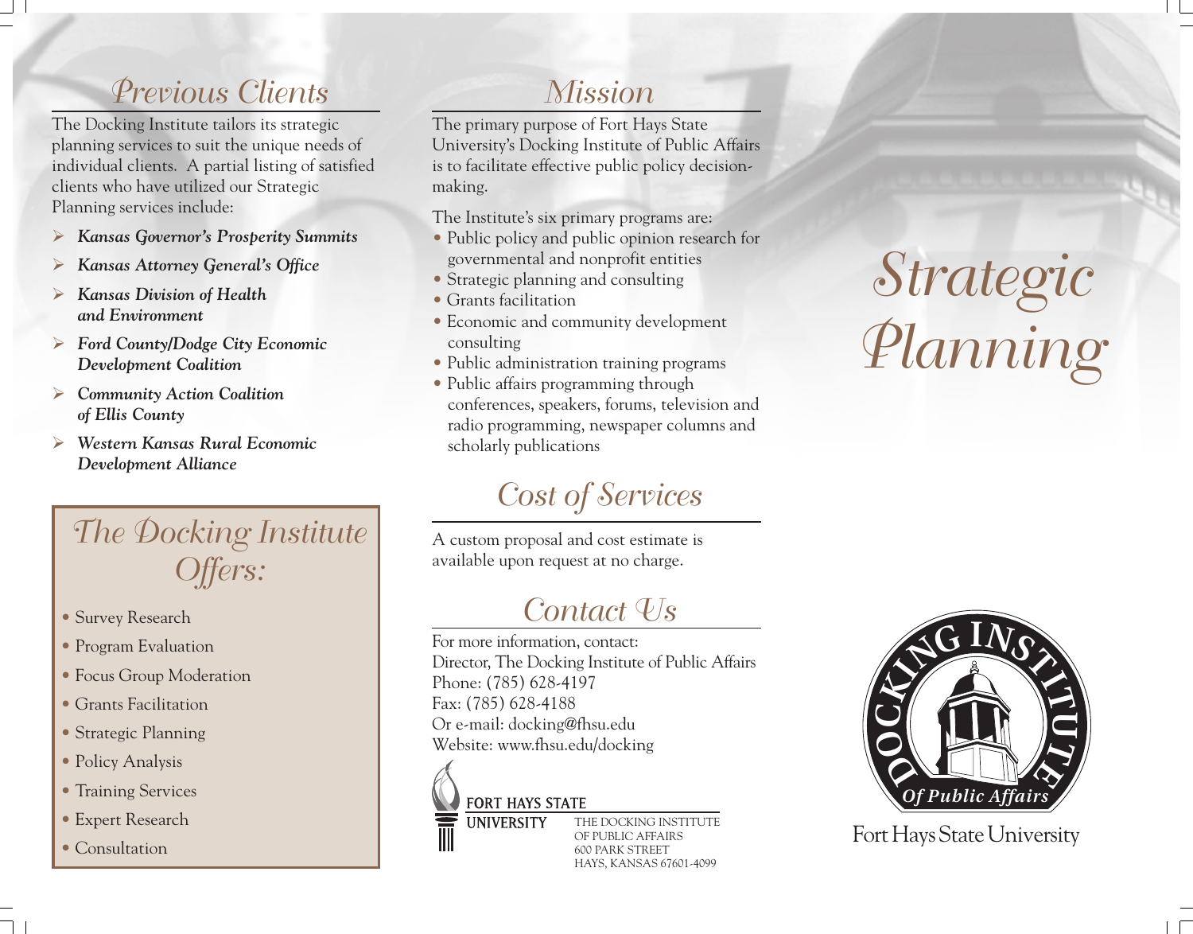## Previous Clients

The Docking Institute tailors its strategic planning services to suit the unique needs of individual clients. A partial listing of satisfied clients who have utilized our Strategic Planning services include:

- ***Kansas Governor's Prosperity Summits***
- ***Kansas Attorney General's Office***
- ***Kansas Division of Health and Environment***
- ***Ford County/Dodge City Economic Development Coalition***
- ***Community Action Coalition of Ellis County***
- ***Western Kansas Rural Economic Development Alliance***

## The Docking Institute Offers:

- Survey Research
- Program Evaluation
- Focus Group Moderation
- Grants Facilitation
- Strategic Planning
- Policy Analysis
- Training Services
- Expert Research
- Consultation

## Mission

The primary purpose of Fort Hays State University's Docking Institute of Public Affairs is to facilitate effective public policy decision-making.

The Institute's six primary programs are:

- Public policy and public opinion research for governmental and nonprofit entities
- Strategic planning and consulting
- Grants facilitation
- Economic and community development consulting
- Public administration training programs
- Public affairs programming through conferences, speakers, forums, television and radio programming, newspaper columns and scholarly publications

## Cost of Services

A custom proposal and cost estimate is available upon request at no charge.

## Contact Us

For more information, contact:
Director, The Docking Institute of Public Affairs
Phone: (785) 628-4197
Fax: (785) 628-4188
Or e-mail: docking@fhsu.edu
Website: www.fhsu.edu/docking

FORT HAYS STATE UNIVERSITY

THE DOCKING INSTITUTE OF PUBLIC AFFAIRS
600 PARK STREET
HAYS, KANSAS 67601-4099

# Strategic Planning

DOCKING INSTITUTE Of Public Affairs

Fort Hays State University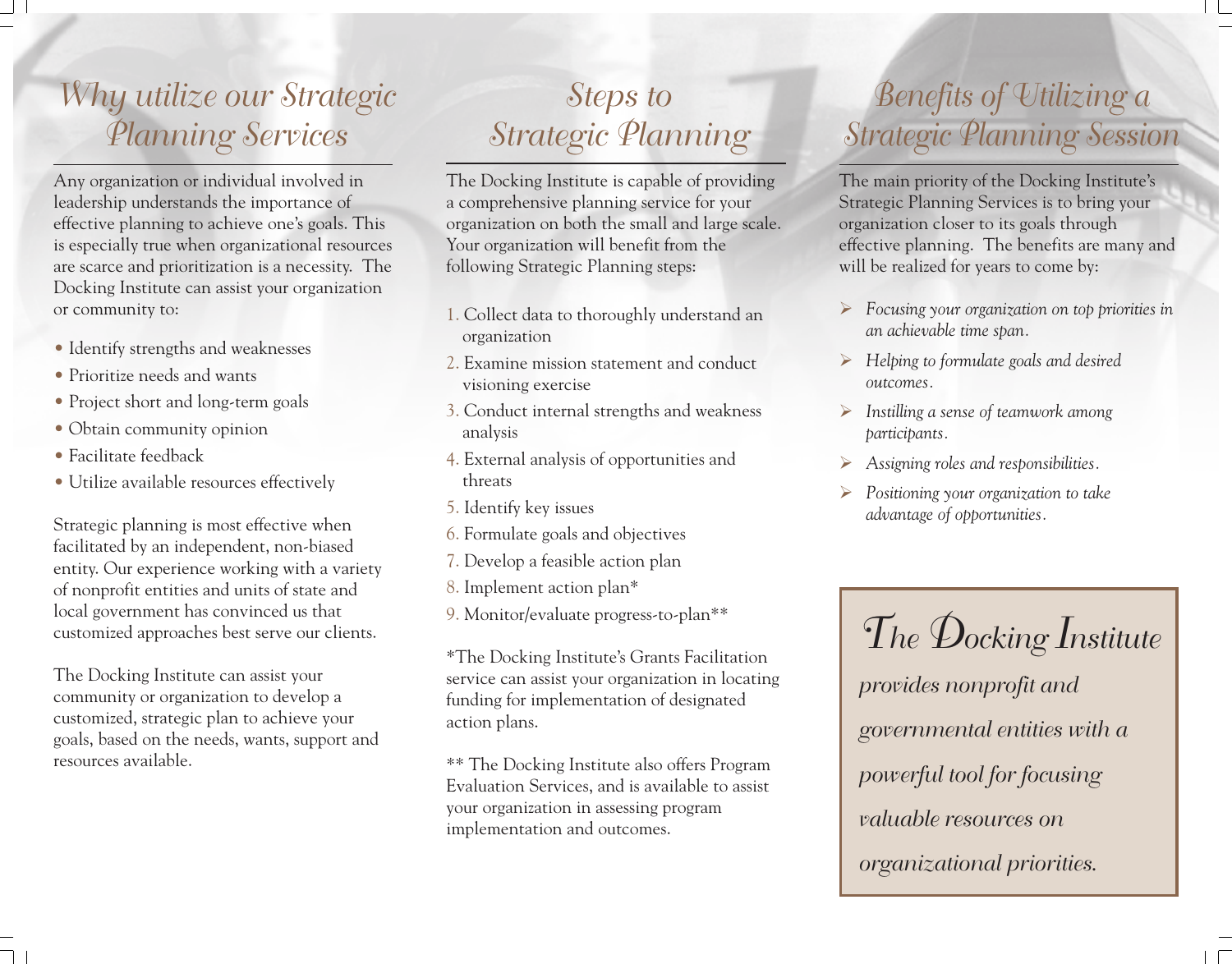## Why utilize our Strategic Planning Services

Any organization or individual involved in leadership understands the importance of effective planning to achieve one's goals. This is especially true when organizational resources are scarce and prioritization is a necessity. The Docking Institute can assist your organization or community to:

- Identify strengths and weaknesses
- Prioritize needs and wants
- Project short and long-term goals
- Obtain community opinion
- Facilitate feedback
- Utilize available resources effectively

Strategic planning is most effective when facilitated by an independent, non-biased entity. Our experience working with a variety of nonprofit entities and units of state and local government has convinced us that customized approaches best serve our clients.

The Docking Institute can assist your community or organization to develop a customized, strategic plan to achieve your goals, based on the needs, wants, support and resources available.

## Steps to Strategic Planning

The Docking Institute is capable of providing a comprehensive planning service for your organization on both the small and large scale. Your organization will benefit from the following Strategic Planning steps:

1. Collect data to thoroughly understand an organization
2. Examine mission statement and conduct visioning exercise
3. Conduct internal strengths and weakness analysis
4. External analysis of opportunities and threats
5. Identify key issues
6. Formulate goals and objectives
7. Develop a feasible action plan
8. Implement action plan*
9. Monitor/evaluate progress-to-plan**

*The Docking Institute's Grants Facilitation service can assist your organization in locating funding for implementation of designated action plans.

** The Docking Institute also offers Program Evaluation Services, and is available to assist your organization in assessing program implementation and outcomes.

## Benefits of Utilizing a Strategic Planning Session

The main priority of the Docking Institute's Strategic Planning Services is to bring your organization closer to its goals through effective planning. The benefits are many and will be realized for years to come by:

- *Focusing your organization on top priorities in an achievable time span.*
- *Helping to formulate goals and desired outcomes.*
- *Instilling a sense of teamwork among participants.*
- *Assigning roles and responsibilities.*
- *Positioning your organization to take advantage of opportunities.*

*The Docking Institute provides nonprofit and governmental entities with a powerful tool for focusing valuable resources on organizational priorities.*